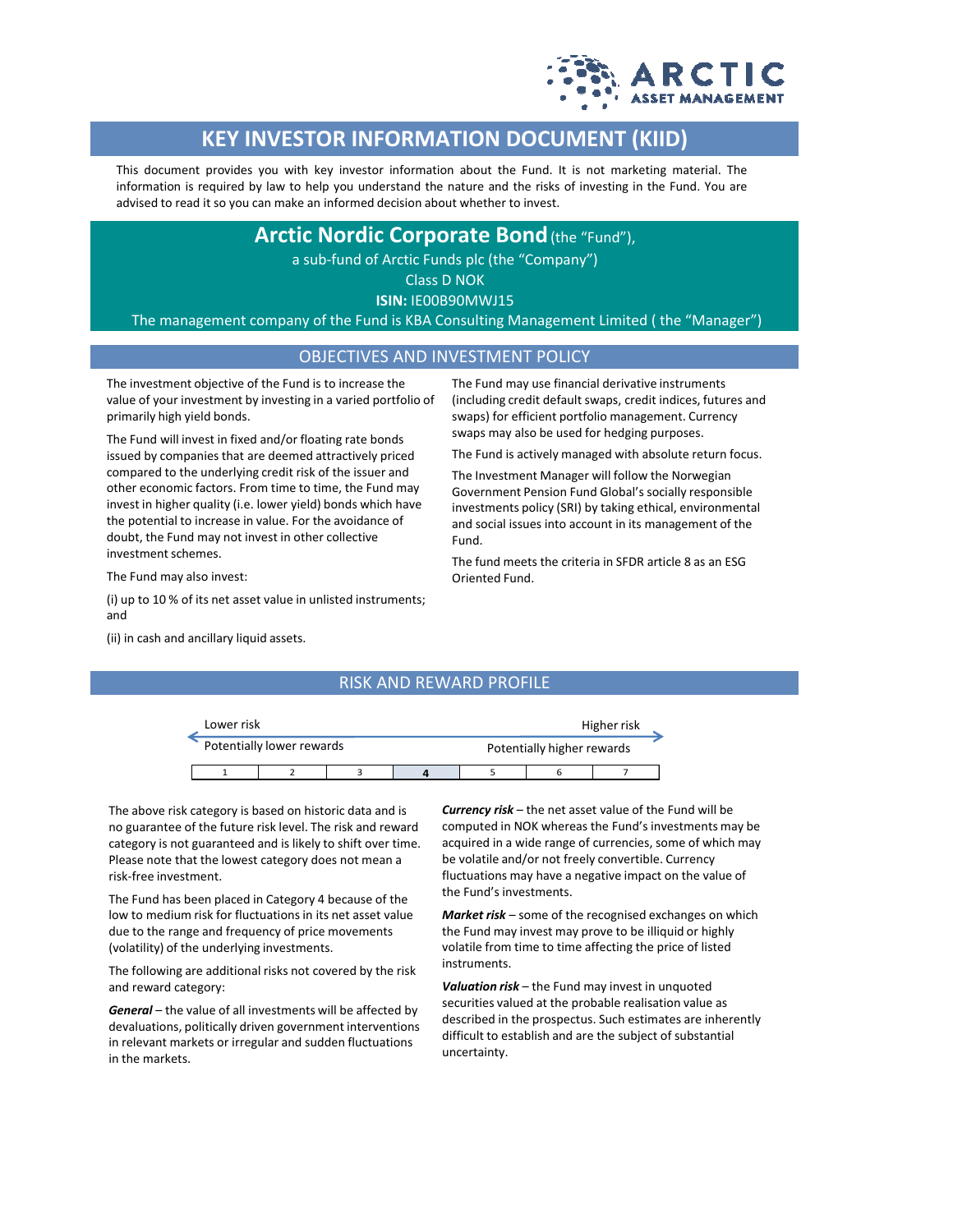# KEY INVESTOR INFORMATION DOCUMENT (KIID)

This document provides you with key investor information about the Fund. It is not marketing material. The information is required by law to help you understand the nature and the risks of investing in the Fund. You are advised to read it so you can make an informed decision about whether to invest.

## Arctic Nordic Corporate Bond (the "Fund"),

a sub-fund of Arctic Funds plc (the "Company")

Class D NOK

**ISIN:** IE00B90MWJ15

The management company of the Fund is KBA Consulting Management Limited ( the "Manager")

## OBJECTIVES AND INVESTMENT POLICY

The investment objective of the Fund is to increase the value of your investment by investing in a varied portfolio of primarily high yield bonds.

The Fund will invest in fixed and/or floating rate bonds issued by companies that are deemed attractively priced compared to the underlying credit risk of the issuer and other economic factors. From time to time, the Fund may invest in higher quality (i.e. lower yield) bonds which have the potential to increase in value. For the avoidance of doubt, the Fund may not invest in other collective investment schemes.

The Fund may also invest:

(i) up to 10 % of its net asset value in unlisted instruments; and

(ii) in cash and ancillary liquid assets.

The Fund may use financial derivative instruments (including credit default swaps, credit indices, futures and swaps) for efficient portfolio management. Currency swaps may also be used for hedging purposes.

The Fund is actively managed with absolute return focus.

The Investment Manager will follow the Norwegian Government Pension Fund Global's socially responsible investments policy (SRI) by taking ethical, environmental and social issues into account in its management of the Fund.

The fund meets the criteria in SFDR article 8 as an ESG Oriented Fund.

## RISK AND REWARD PROFILE

Lower risk — Higher risk

Potentially lower rewards — Potentially higher rewards

| 1 | 2 | 3 | **4** | 5 | 6 | 7 |
|---|---|---|---|---|---|---|

The above risk category is based on historic data and is no guarantee of the future risk level. The risk and reward category is not guaranteed and is likely to shift over time. Please note that the lowest category does not mean a risk-free investment.

The Fund has been placed in Category 4 because of the low to medium risk for fluctuations in its net asset value due to the range and frequency of price movements (volatility) of the underlying investments.

The following are additional risks not covered by the risk and reward category:

***General*** – the value of all investments will be affected by devaluations, politically driven government interventions in relevant markets or irregular and sudden fluctuations in the markets.

***Currency risk*** – the net asset value of the Fund will be computed in NOK whereas the Fund's investments may be acquired in a wide range of currencies, some of which may be volatile and/or not freely convertible. Currency fluctuations may have a negative impact on the value of the Fund's investments.

***Market risk*** – some of the recognised exchanges on which the Fund may invest may prove to be illiquid or highly volatile from time to time affecting the price of listed instruments.

***Valuation risk*** – the Fund may invest in unquoted securities valued at the probable realisation value as described in the prospectus. Such estimates are inherently difficult to establish and are the subject of substantial uncertainty.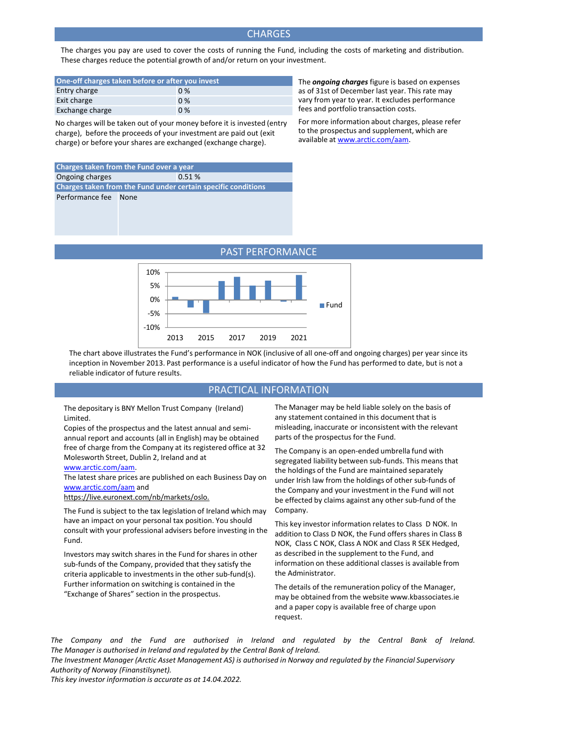## CHARGES

The charges you pay are used to cover the costs of running the Fund, including the costs of marketing and distribution. These charges reduce the potential growth of and/or return on your investment.

| One-off charges taken before or after you invest | |
|---|---|
| Entry charge | 0 % |
| Exit charge | 0 % |
| Exchange charge | 0 % |

No charges will be taken out of your money before it is invested (entry charge), before the proceeds of your investment are paid out (exit charge) or before your shares are exchanged (exchange charge).

| Charges taken from the Fund over a year | |
|---|---|
| Ongoing charges | 0.51 % |
| **Charges taken from the Fund under certain specific conditions** | |
| Performance fee | None |

The ***ongoing charges*** figure is based on expenses as of 31st of December last year. This rate may vary from year to year. It excludes performance fees and portfolio transaction costs.

For more information about charges, please refer to the prospectus and supplement, which are available at www.arctic.com/aam.

## PAST PERFORMANCE

10%
5%
0%
-5%
-10%
2013 2015 2017 2019 2021
Fund

The chart above illustrates the Fund's performance in NOK (inclusive of all one-off and ongoing charges) per year since its inception in November 2013. Past performance is a useful indicator of how the Fund has performed to date, but is not a reliable indicator of future results.

## PRACTICAL INFORMATION

The depositary is BNY Mellon Trust Company (Ireland) Limited.

Copies of the prospectus and the latest annual and semi-annual report and accounts (all in English) may be obtained free of charge from the Company at its registered office at 32 Molesworth Street, Dublin 2, Ireland and at www.arctic.com/aam.

The latest share prices are published on each Business Day on www.arctic.com/aam and https://live.euronext.com/nb/markets/oslo.

The Fund is subject to the tax legislation of Ireland which may have an impact on your personal tax position. You should consult with your professional advisers before investing in the Fund.

Investors may switch shares in the Fund for shares in other sub-funds of the Company, provided that they satisfy the criteria applicable to investments in the other sub-fund(s). Further information on switching is contained in the "Exchange of Shares" section in the prospectus.

The Manager may be held liable solely on the basis of any statement contained in this document that is misleading, inaccurate or inconsistent with the relevant parts of the prospectus for the Fund.

The Company is an open-ended umbrella fund with segregated liability between sub-funds. This means that the holdings of the Fund are maintained separately under Irish law from the holdings of other sub-funds of the Company and your investment in the Fund will not be effected by claims against any other sub-fund of the Company.

This key investor information relates to Class D NOK. In addition to Class D NOK, the Fund offers shares in Class B NOK, Class C NOK, Class A NOK and Class R SEK Hedged, as described in the supplement to the Fund, and information on these additional classes is available from the Administrator.

The details of the remuneration policy of the Manager, may be obtained from the website www.kbassociates.ie and a paper copy is available free of charge upon request.

*The Company and the Fund are authorised in Ireland and regulated by the Central Bank of Ireland.*
*The Manager is authorised in Ireland and regulated by the Central Bank of Ireland.*
*The Investment Manager (Arctic Asset Management AS) is authorised in Norway and regulated by the Financial Supervisory Authority of Norway (Finanstilsynet).*
*This key investor information is accurate as at 14.04.2022.*